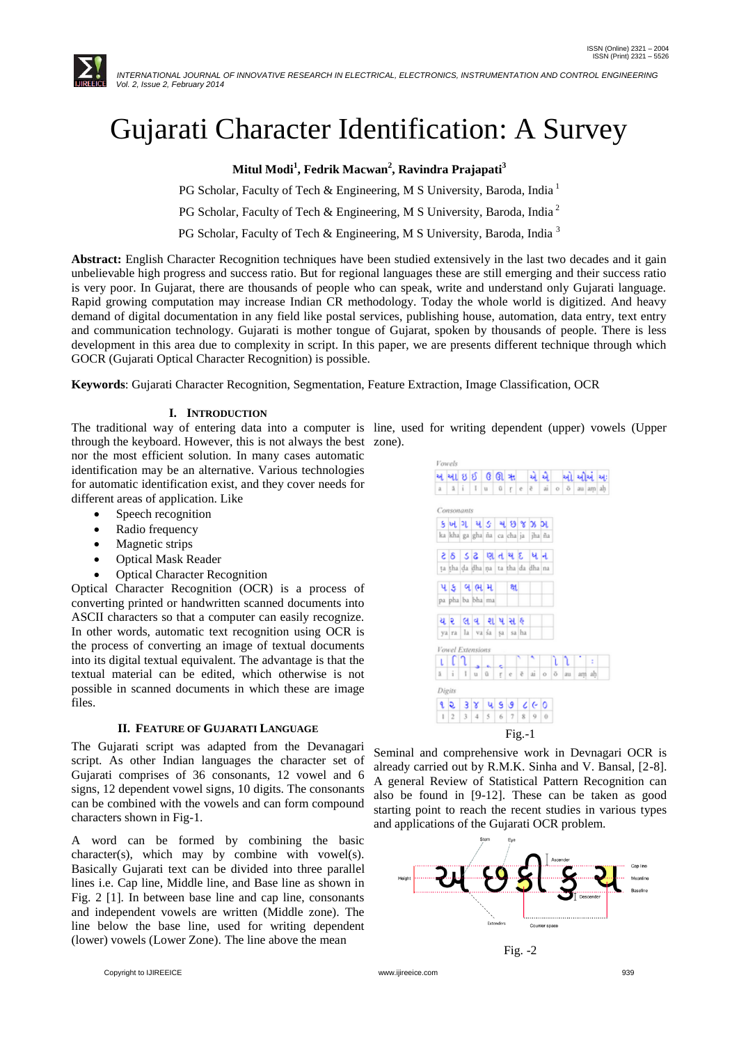# Gujarati Character Identification: A Survey

**Mitul Modi[1], Fedrik Macwan[2], Ravindra Prajapati[3]**

PG Scholar, Faculty of Tech & Engineering, M S University, Baroda, India [1]

PG Scholar, Faculty of Tech & Engineering, M S University, Baroda, India [2]

PG Scholar, Faculty of Tech & Engineering, M S University, Baroda, India [3]

**Abstract:** English Character Recognition techniques have been studied extensively in the last two decades and it gain unbelievable high progress and success ratio. But for regional languages these are still emerging and their success ratio is very poor. In Gujarat, there are thousands of people who can speak, write and understand only Gujarati language. Rapid growing computation may increase Indian CR methodology. Today the whole world is digitized. And heavy demand of digital documentation in any field like postal services, publishing house, automation, data entry, text entry and communication technology. Gujarati is mother tongue of Gujarat, spoken by thousands of people. There is less development in this area due to complexity in script. In this paper, we are presents different technique through which GOCR (Gujarati Optical Character Recognition) is possible.

**Keywords**: Gujarati Character Recognition, Segmentation, Feature Extraction, Image Classification, OCR

## I. Introduction

The traditional way of entering data into a computer is through the keyboard. However, this is not always the best nor the most efficient solution. In many cases automatic identification may be an alternative. Various technologies for automatic identification exist, and they cover needs for different areas of application. Like

- Speech recognition
- Radio frequency
- Magnetic strips
- Optical Mask Reader
- Optical Character Recognition

Optical Character Recognition (OCR) is a process of converting printed or handwritten scanned documents into ASCII characters so that a computer can easily recognize. In other words, automatic text recognition using OCR is the process of converting an image of textual documents into its digital textual equivalent. The advantage is that the textual material can be edited, which otherwise is not possible in scanned documents in which these are image files.

## II. Feature of Gujarati Language

The Gujarati script was adapted from the Devanagari script. As other Indian languages the character set of Gujarati comprises of 36 consonants, 12 vowel and 6 signs, 12 dependent vowel signs, 10 digits. The consonants can be combined with the vowels and can form compound characters shown in Fig-1.

A word can be formed by combining the basic character(s), which may by combine with vowel(s). Basically Gujarati text can be divided into three parallel lines i.e. Cap line, Middle line, and Base line as shown in Fig. 2 [1]. In between base line and cap line, consonants and independent vowels are written (Middle zone). The line below the base line, used for writing dependent (lower) vowels (Lower Zone). The line above the mean line, used for writing dependent (upper) vowels (Upper zone).

Fig.-1

Seminal and comprehensive work in Devnagari OCR is already carried out by R.M.K. Sinha and V. Bansal, [2-8]. A general Review of Statistical Pattern Recognition can also be found in [9-12]. These can be taken as good starting point to reach the recent studies in various types and applications of the Gujarati OCR problem.

Fig. -2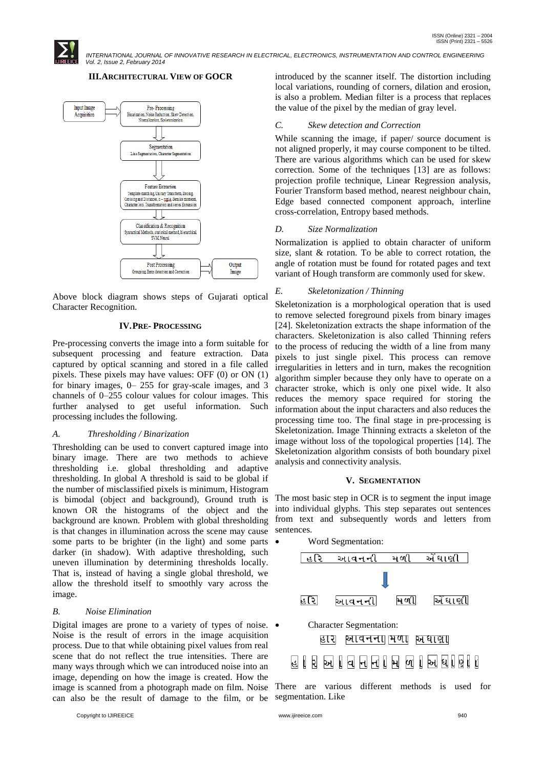## III. ARCHITECTURAL VIEW OF GOCR

Input Image Acquisition → Pre-Processing (Binarization, Noise Reduction, Skew Detection, Normalization, Skeletonization) → Segmentation (Line Segmentation, Character Segmentation) → Feature Extraction (Template matching, Unitary Transform, Zoning, Crossing and Distances, n – tuple, Zernike moments, Character loci, Transformation and series Expansion) → Classification & Recognition (Syntactical Methods, statistical method, hierarchical, SVM, Neural) → Post Processing (Grouping, Error detection and Correction) → Output Image

Above block diagram shows steps of Gujarati optical Character Recognition.

## IV. PRE- PROCESSING

Pre-processing converts the image into a form suitable for subsequent processing and feature extraction. Data captured by optical scanning and stored in a file called pixels. These pixels may have values: OFF (0) or ON (1) for binary images, 0– 255 for gray-scale images, and 3 channels of 0–255 colour values for colour images. This further analysed to get useful information. Such processing includes the following.

### *A. Thresholding / Binarization*

Thresholding can be used to convert captured image into binary image. There are two methods to achieve thresholding i.e. global thresholding and adaptive thresholding. In global A threshold is said to be global if the number of misclassified pixels is minimum, Histogram is bimodal (object and background), Ground truth is known OR the histograms of the object and the background are known. Problem with global thresholding is that changes in illumination across the scene may cause some parts to be brighter (in the light) and some parts darker (in shadow). With adaptive thresholding, such uneven illumination by determining thresholds locally. That is, instead of having a single global threshold, we allow the threshold itself to smoothly vary across the image.

### *B. Noise Elimination*

Digital images are prone to a variety of types of noise. Noise is the result of errors in the image acquisition process. Due to that while obtaining pixel values from real scene that do not reflect the true intensities. There are many ways through which we can introduced noise into an image, depending on how the image is created. How the image is scanned from a photograph made on film. Noise can also be the result of damage to the film, or be introduced by the scanner itself. The distortion including local variations, rounding of corners, dilation and erosion, is also a problem. Median filter is a process that replaces the value of the pixel by the median of gray level.

### *C. Skew detection and Correction*

While scanning the image, if paper/ source document is not aligned properly, it may course component to be tilted. There are various algorithms which can be used for skew correction. Some of the techniques [13] are as follows: projection profile technique, Linear Regression analysis, Fourier Transform based method, nearest neighbour chain, Edge based connected component approach, interline cross-correlation, Entropy based methods.

### *D. Size Normalization*

Normalization is applied to obtain character of uniform size, slant & rotation. To be able to correct rotation, the angle of rotation must be found for rotated pages and text variant of Hough transform are commonly used for skew.

### *E. Skeletonization / Thinning*

Skeletonization is a morphological operation that is used to remove selected foreground pixels from binary images [24]. Skeletonization extracts the shape information of the characters. Skeletonization is also called Thinning refers to the process of reducing the width of a line from many pixels to just single pixel. This process can remove irregularities in letters and in turn, makes the recognition algorithm simpler because they only have to operate on a character stroke, which is only one pixel wide. It also reduces the memory space required for storing the information about the input characters and also reduces the processing time too. The final stage in pre-processing is Skeletonization. Image Thinning extracts a skeleton of the image without loss of the topological properties [14]. The Skeletonization algorithm consists of both boundary pixel analysis and connectivity analysis.

## V. SEGMENTATION

The most basic step in OCR is to segment the input image into individual glyphs. This step separates out sentences from text and subsequently words and letters from sentences.

- Word Segmentation:

હરિ આવનની મળી અંઘાણી

↓

હરિ | આવનની | મળી | અંઘાણી

- Character Segmentation:

હર | આવનના | મળ | અઘાણ

હ | ર | અ | વ | ન | ન | મ | ળ | અ | ઘ | ણ

There are various different methods is used for segmentation. Like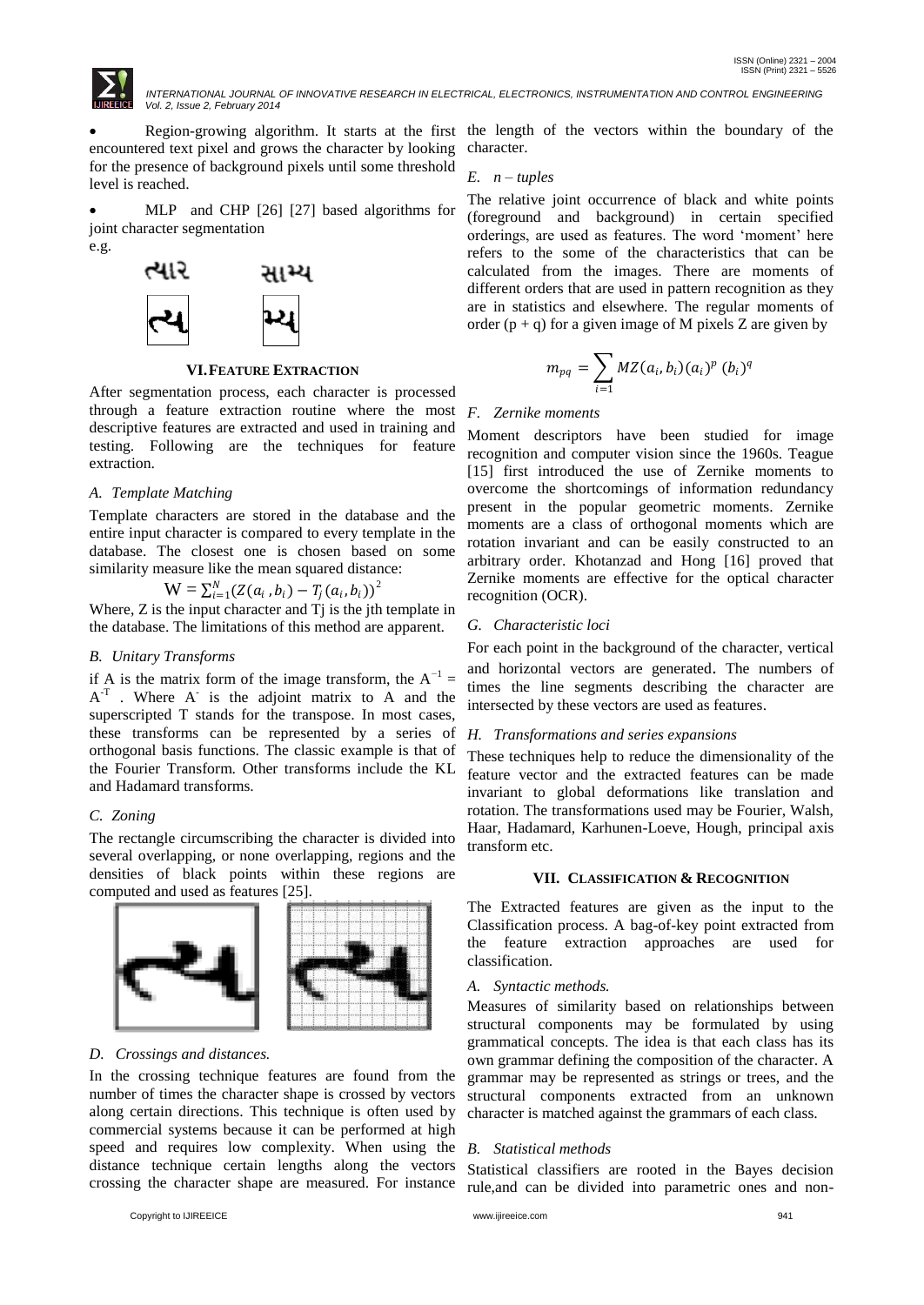- Region-growing algorithm. It starts at the first encountered text pixel and grows the character by looking for the presence of background pixels until some threshold level is reached.
- MLP and CHP [26] [27] based algorithms for joint character segmentation

e.g.

ત્યાર સામ્ય

ત્ય મ્ય

## VI. FEATURE EXTRACTION

After segmentation process, each character is processed through a feature extraction routine where the most descriptive features are extracted and used in training and testing. Following are the techniques for feature extraction.

### *A. Template Matching*

Template characters are stored in the database and the entire input character is compared to every template in the database. The closest one is chosen based on some similarity measure like the mean squared distance:

$$W = \sum_{i=1}^{N}(Z(a_i, b_i) - T_j(a_i, b_i))^2$$

Where, Z is the input character and Tj is the jth template in the database. The limitations of this method are apparent.

### *B. Unitary Transforms*

if A is the matrix form of the image transform, the $A^{-1} = A^{-T}$ . Where $A^{-}$ is the adjoint matrix to A and the superscripted T stands for the transpose. In most cases, these transforms can be represented by a series of orthogonal basis functions. The classic example is that of the Fourier Transform. Other transforms include the KL and Hadamard transforms.

### *C. Zoning*

The rectangle circumscribing the character is divided into several overlapping, or none overlapping, regions and the densities of black points within these regions are computed and used as features [25].

### *D. Crossings and distances.*

In the crossing technique features are found from the number of times the character shape is crossed by vectors along certain directions. This technique is often used by commercial systems because it can be performed at high speed and requires low complexity. When using the distance technique certain lengths along the vectors crossing the character shape are measured. For instance the length of the vectors within the boundary of the character.

### *E. n – tuples*

The relative joint occurrence of black and white points (foreground and background) in certain specified orderings, are used as features. The word 'moment' here refers to the some of the characteristics that can be calculated from the images. There are moments of different orders that are used in pattern recognition as they are in statistics and elsewhere. The regular moments of order (p + q) for a given image of M pixels Z are given by

$$m_{pq} = \sum_{i=1} MZ(a_i, b_i)(a_i)^p\ (b_i)^q$$

### *F. Zernike moments*

Moment descriptors have been studied for image recognition and computer vision since the 1960s. Teague [15] first introduced the use of Zernike moments to overcome the shortcomings of information redundancy present in the popular geometric moments. Zernike moments are a class of orthogonal moments which are rotation invariant and can be easily constructed to an arbitrary order. Khotanzad and Hong [16] proved that Zernike moments are effective for the optical character recognition (OCR).

### *G. Characteristic loci*

For each point in the background of the character, vertical and horizontal vectors are generated. The numbers of times the line segments describing the character are intersected by these vectors are used as features.

### *H. Transformations and series expansions*

These techniques help to reduce the dimensionality of the feature vector and the extracted features can be made invariant to global deformations like translation and rotation. The transformations used may be Fourier, Walsh, Haar, Hadamard, Karhunen-Loeve, Hough, principal axis transform etc.

## VII. CLASSIFICATION & RECOGNITION

The Extracted features are given as the input to the Classification process. A bag-of-key point extracted from the feature extraction approaches are used for classification.

### *A. Syntactic methods.*

Measures of similarity based on relationships between structural components may be formulated by using grammatical concepts. The idea is that each class has its own grammar defining the composition of the character. A grammar may be represented as strings or trees, and the structural components extracted from an unknown character is matched against the grammars of each class.

### *B. Statistical methods*

Statistical classifiers are rooted in the Bayes decision rule,and can be divided into parametric ones and non-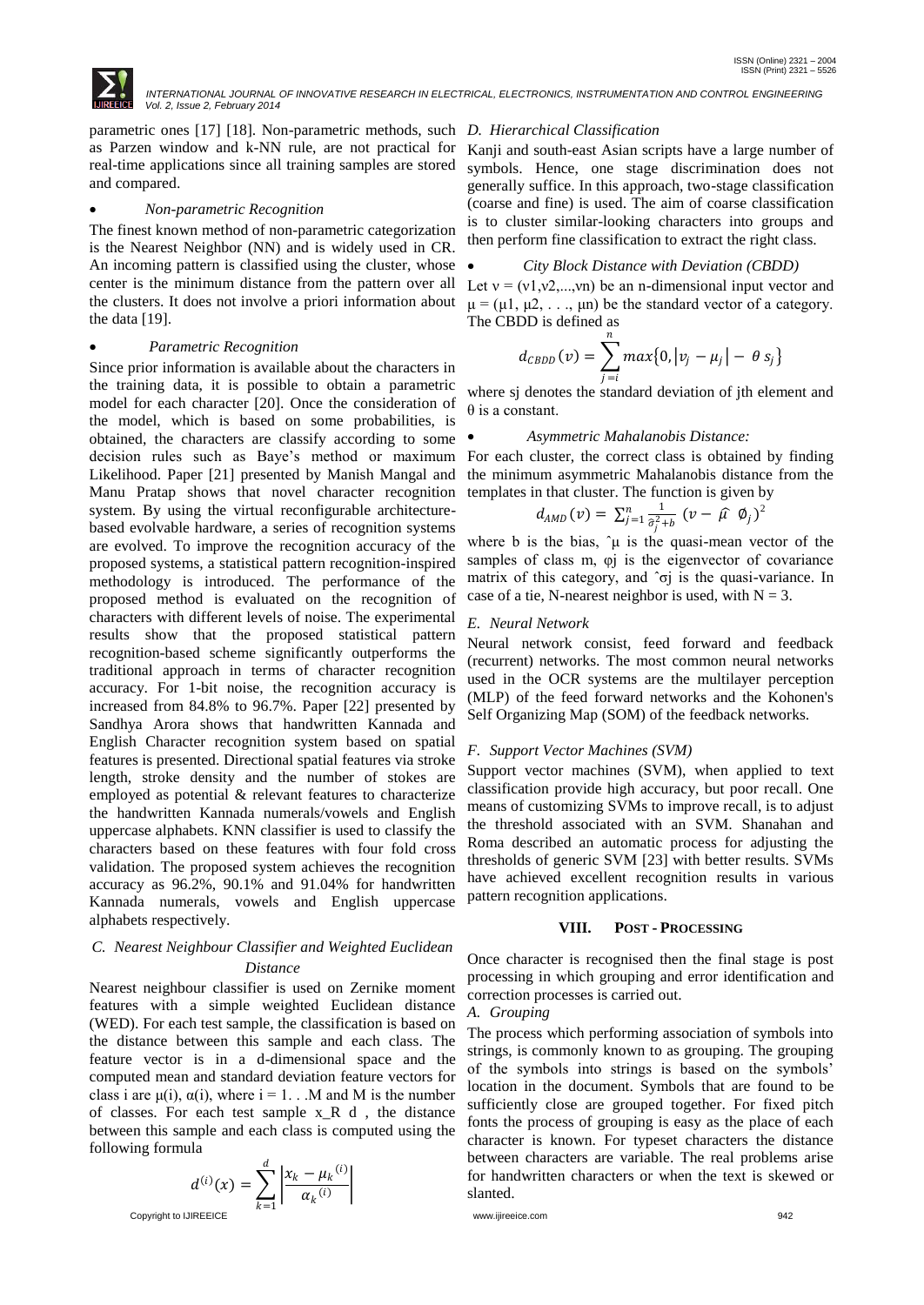parametric ones [17] [18]. Non-parametric methods, such as Parzen window and k-NN rule, are not practical for real-time applications since all training samples are stored and compared.

- *Non-parametric Recognition*

The finest known method of non-parametric categorization is the Nearest Neighbor (NN) and is widely used in CR. An incoming pattern is classified using the cluster, whose center is the minimum distance from the pattern over all the clusters. It does not involve a priori information about the data [19].

- *Parametric Recognition*

Since prior information is available about the characters in the training data, it is possible to obtain a parametric model for each character [20]. Once the consideration of the model, which is based on some probabilities, is obtained, the characters are classify according to some decision rules such as Baye's method or maximum Likelihood. Paper [21] presented by Manish Mangal and Manu Pratap shows that novel character recognition system. By using the virtual reconfigurable architecture-based evolvable hardware, a series of recognition systems are evolved. To improve the recognition accuracy of the proposed systems, a statistical pattern recognition-inspired methodology is introduced. The performance of the proposed method is evaluated on the recognition of characters with different levels of noise. The experimental results show that the proposed statistical pattern recognition-based scheme significantly outperforms the traditional approach in terms of character recognition accuracy. For 1-bit noise, the recognition accuracy is increased from 84.8% to 96.7%. Paper [22] presented by Sandhya Arora shows that handwritten Kannada and English Character recognition system based on spatial features is presented. Directional spatial features via stroke length, stroke density and the number of stokes are employed as potential & relevant features to characterize the handwritten Kannada numerals/vowels and English uppercase alphabets. KNN classifier is used to classify the characters based on these features with four fold cross validation. The proposed system achieves the recognition accuracy as 96.2%, 90.1% and 91.04% for handwritten Kannada numerals, vowels and English uppercase alphabets respectively.

### *C. Nearest Neighbour Classifier and Weighted Euclidean Distance*

Nearest neighbour classifier is used on Zernike moment features with a simple weighted Euclidean distance (WED). For each test sample, the classification is based on the distance between this sample and each class. The feature vector is in a d-dimensional space and the computed mean and standard deviation feature vectors for class i are $\mu(i)$, $\alpha(i)$, where $i = 1 \ldots M$ and M is the number of classes. For each test sample x_R d , the distance between this sample and each class is computed using the following formula

$$d^{(i)}(x) = \sum_{k=1}^{d} \left| \frac{x_k - \mu_k^{(i)}}{\alpha_k^{(i)}} \right|$$

### *D. Hierarchical Classification*

Kanji and south-east Asian scripts have a large number of symbols. Hence, one stage discrimination does not generally suffice. In this approach, two-stage classification (coarse and fine) is used. The aim of coarse classification is to cluster similar-looking characters into groups and then perform fine classification to extract the right class.

- *City Block Distance with Deviation (CBDD)*

Let $v = (v1, v2, ..., vn)$ be an n-dimensional input vector and $\mu = (\mu1, \mu2, \ldots, \mu n)$ be the standard vector of a category. The CBDD is defined as

$$d_{CBDD}(v) = \sum_{j=i}^{n} max\{0, |v_j - \mu_j| - \theta s_j\}$$

where sj denotes the standard deviation of jth element and $\theta$ is a constant.

- *Asymmetric Mahalanobis Distance:*

For each cluster, the correct class is obtained by finding the minimum asymmetric Mahalanobis distance from the templates in that cluster. The function is given by

$$d_{AMD}(v) = \sum_{j=1}^{n} \frac{1}{\hat{\sigma}_j^2 + b} (v - \hat{\mu} \; \phi_j)^2$$

where b is the bias, ˆμ is the quasi-mean vector of the samples of class m, φj is the eigenvector of covariance matrix of this category, and ˆσj is the quasi-variance. In case of a tie, N-nearest neighbor is used, with N = 3.

### *E. Neural Network*

Neural network consist, feed forward and feedback (recurrent) networks. The most common neural networks used in the OCR systems are the multilayer perception (MLP) of the feed forward networks and the Kohonen's Self Organizing Map (SOM) of the feedback networks.

### *F. Support Vector Machines (SVM)*

Support vector machines (SVM), when applied to text classification provide high accuracy, but poor recall. One means of customizing SVMs to improve recall, is to adjust the threshold associated with an SVM. Shanahan and Roma described an automatic process for adjusting the thresholds of generic SVM [23] with better results. SVMs have achieved excellent recognition results in various pattern recognition applications.

## VIII. POST - PROCESSING

Once character is recognised then the final stage is post processing in which grouping and error identification and correction processes is carried out.

### *A. Grouping*

The process which performing association of symbols into strings, is commonly known to as grouping. The grouping of the symbols into strings is based on the symbols' location in the document. Symbols that are found to be sufficiently close are grouped together. For fixed pitch fonts the process of grouping is easy as the place of each character is known. For typeset characters the distance between characters are variable. The real problems arise for handwritten characters or when the text is skewed or slanted.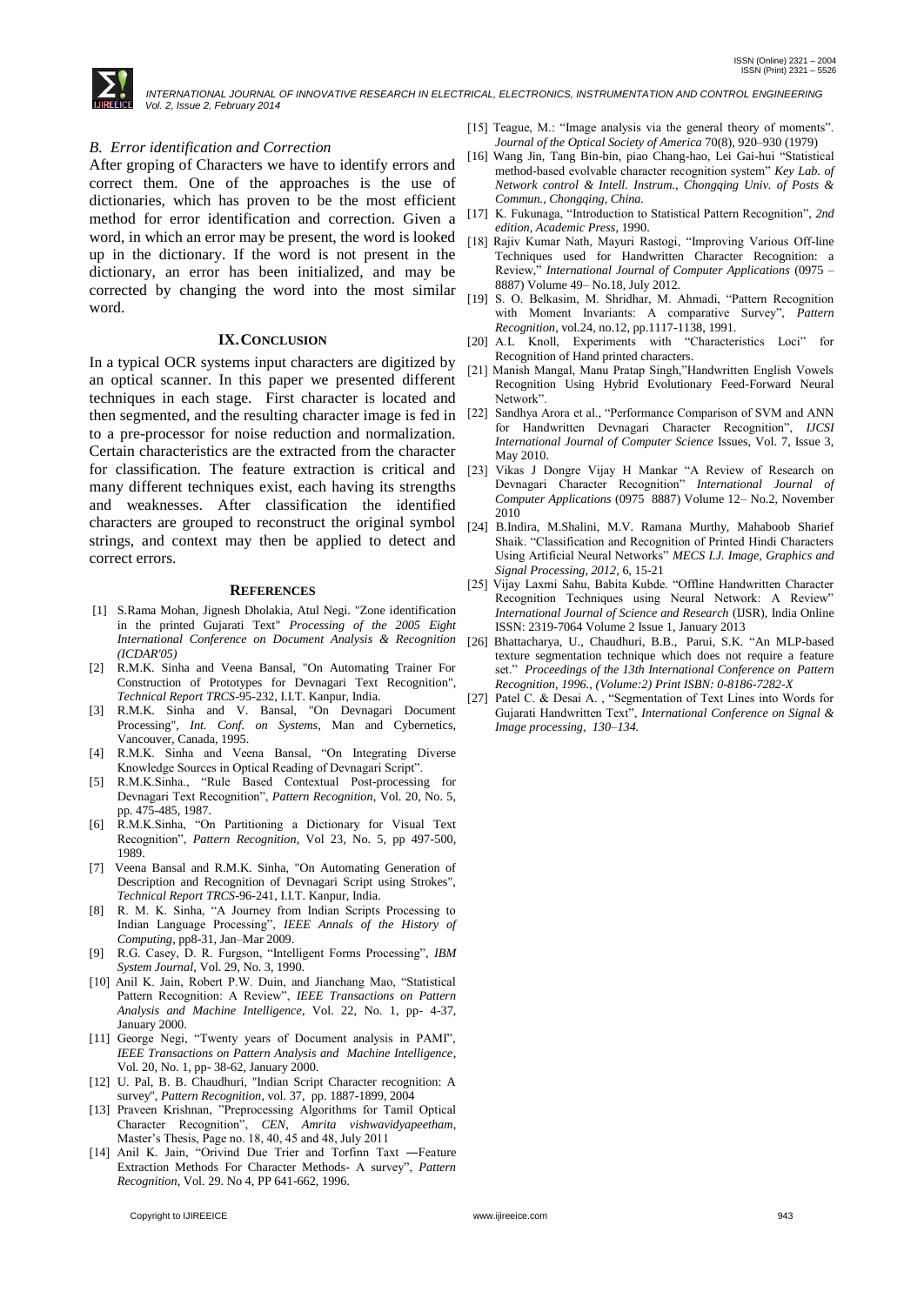### B. Error identification and Correction

After groping of Characters we have to identify errors and correct them. One of the approaches is the use of dictionaries, which has proven to be the most efficient method for error identification and correction. Given a word, in which an error may be present, the word is looked up in the dictionary. If the word is not present in the dictionary, an error has been initialized, and may be corrected by changing the word into the most similar word.

## IX. CONCLUSION

In a typical OCR systems input characters are digitized by an optical scanner. In this paper we presented different techniques in each stage. First character is located and then segmented, and the resulting character image is fed in to a pre-processor for noise reduction and normalization. Certain characteristics are the extracted from the character for classification. The feature extraction is critical and many different techniques exist, each having its strengths and weaknesses. After classification the identified characters are grouped to reconstruct the original symbol strings, and context may then be applied to detect and correct errors.

## REFERENCES

[1] S.Rama Mohan, Jignesh Dholakia, Atul Negi. "Zone identification in the printed Gujarati Text" *Processing of the 2005 Eight International Conference on Document Analysis & Recognition (ICDAR'05)*

[2] R.M.K. Sinha and Veena Bansal, "On Automating Trainer For Construction of Prototypes for Devnagari Text Recognition", *Technical Report TRCS*-95-232, I.I.T. Kanpur, India.

[3] R.M.K. Sinha and V. Bansal, "On Devnagari Document Processing", *Int. Conf. on Systems*, Man and Cybernetics, Vancouver, Canada, 1995.

[4] R.M.K. Sinha and Veena Bansal, "On Integrating Diverse Knowledge Sources in Optical Reading of Devnagari Script".

[5] R.M.K.Sinha., "Rule Based Contextual Post-processing for Devnagari Text Recognition", *Pattern Recognition*, Vol. 20, No. 5, pp. 475-485, 1987.

[6] R.M.K.Sinha, "On Partitioning a Dictionary for Visual Text Recognition", *Pattern Recognition*, Vol 23, No. 5, pp 497-500, 1989.

[7] Veena Bansal and R.M.K. Sinha, "On Automating Generation of Description and Recognition of Devnagari Script using Strokes", *Technical Report TRCS*-96-241, I.I.T. Kanpur, India.

[8] R. M. K. Sinha, "A Journey from Indian Scripts Processing to Indian Language Processing", *IEEE Annals of the History of Computing*, pp8-31, Jan–Mar 2009.

[9] R.G. Casey, D. R. Furgson, "Intelligent Forms Processing", *IBM System Journal*, Vol. 29, No. 3, 1990.

[10] Anil K. Jain, Robert P.W. Duin, and Jianchang Mao, "Statistical Pattern Recognition: A Review", *IEEE Transactions on Pattern Analysis and Machine Intelligence*, Vol. 22, No. 1, pp- 4-37, January 2000.

[11] George Negi, "Twenty years of Document analysis in PAMI", *IEEE Transactions on Pattern Analysis and Machine Intelligence*, Vol. 20, No. 1, pp- 38-62, January 2000.

[12] U. Pal, B. B. Chaudhuri, "Indian Script Character recognition: A survey", *Pattern Recognition*, vol. 37, pp. 1887-1899, 2004

[13] Praveen Krishnan, "Preprocessing Algorithms for Tamil Optical Character Recognition", *CEN, Amrita vishwavidyapeetham*, Master's Thesis, Page no. 18, 40, 45 and 48, July 2011

[14] Anil K. Jain, "Orivind Due Trier and Torfinn Taxt ―Feature Extraction Methods For Character Methods- A survey", *Pattern Recognition*, Vol. 29. No 4, PP 641-662, 1996.

[15] Teague, M.: "Image analysis via the general theory of moments". *Journal of the Optical Society of America* 70(8), 920–930 (1979)

[16] Wang Jin, Tang Bin-bin, piao Chang-hao, Lei Gai-hui "Statistical method-based evolvable character recognition system" *Key Lab. of Network control & Intell. Instrum., Chongqing Univ. of Posts & Commun., Chongqing, China.*

[17] K. Fukunaga, "Introduction to Statistical Pattern Recognition", *2nd edition, Academic Press*, 1990.

[18] Rajiv Kumar Nath, Mayuri Rastogi, "Improving Various Off-line Techniques used for Handwritten Character Recognition: a Review," *International Journal of Computer Applications* (0975 – 8887) Volume 49– No.18, July 2012.

[19] S. O. Belkasim, M. Shridhar, M. Ahmadi, "Pattern Recognition with Moment Invariants: A comparative Survey", *Pattern Recognition*, vol.24, no.12, pp.1117-1138, 1991.

[20] A.L Knoll, Experiments with "Characteristics Loci" for Recognition of Hand printed characters.

[21] Manish Mangal, Manu Pratap Singh,"Handwritten English Vowels Recognition Using Hybrid Evolutionary Feed-Forward Neural Network".

[22] Sandhya Arora et al., "Performance Comparison of SVM and ANN for Handwritten Devnagari Character Recognition", *IJCSI International Journal of Computer Science* Issues, Vol. 7, Issue 3, May 2010.

[23] Vikas J Dongre Vijay H Mankar "A Review of Research on Devnagari Character Recognition" *International Journal of Computer Applications* (0975 8887) Volume 12– No.2, November 2010

[24] B.Indira, M.Shalini, M.V. Ramana Murthy, Mahaboob Sharief Shaik. "Classification and Recognition of Printed Hindi Characters Using Artificial Neural Networks" *MECS I.J. Image, Graphics and Signal Processing, 2012*, 6, 15-21

[25] Vijay Laxmi Sahu, Babita Kubde. "Offline Handwritten Character Recognition Techniques using Neural Network: A Review" *International Journal of Science and Research* (IJSR), India Online ISSN: 2319-7064 Volume 2 Issue 1, January 2013

[26] Bhattacharya, U., Chaudhuri, B.B., Parui, S.K. "An MLP-based texture segmentation technique which does not require a feature set." *Proceedings of the 13th International Conference on Pattern Recognition, 1996., (Volume:2) Print ISBN: 0-8186-7282-X*

[27] Patel C. & Desai A. , "Segmentation of Text Lines into Words for Gujarati Handwritten Text", *International Conference on Signal & Image processing, 130–134.*